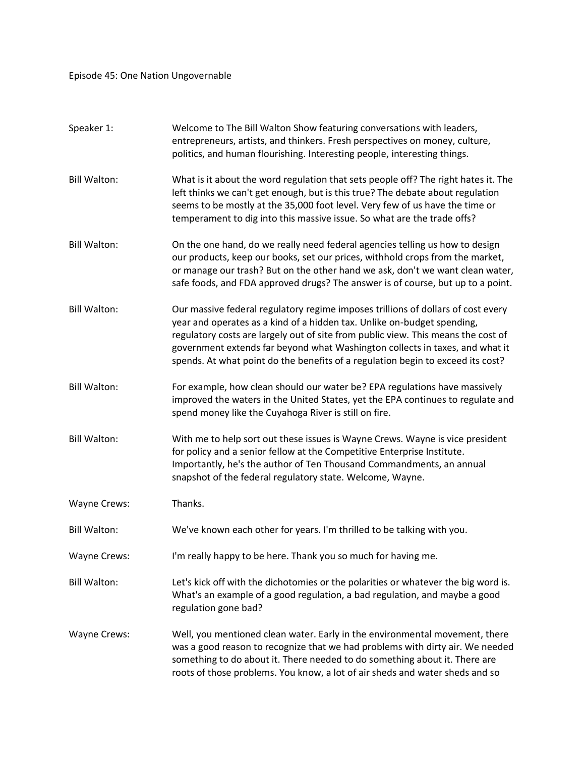Episode 45: One Nation Ungovernable

**Speaker 1:** Welcome to The Bill Walton Show featuring conversations with leaders, entrepreneurs, artists, and thinkers. Fresh perspectives on money, culture, politics, and human flourishing. Interesting people, interesting things.

**Bill Walton:** What is it about the word regulation that sets people off? The right hates it. The left thinks we can't get enough, but is this true? The debate about regulation seems to be mostly at the 35,000 foot level. Very few of us have the time or temperament to dig into this massive issue. So what are the trade offs?

**Bill Walton:** On the one hand, do we really need federal agencies telling us how to design our products, keep our books, set our prices, withhold crops from the market, or manage our trash? But on the other hand we ask, don't we want clean water, safe foods, and FDA approved drugs? The answer is of course, but up to a point.

**Bill Walton:** Our massive federal regulatory regime imposes trillions of dollars of cost every year and operates as a kind of a hidden tax. Unlike on-budget spending, regulatory costs are largely out of site from public view. This means the cost of government extends far beyond what Washington collects in taxes, and what it spends. At what point do the benefits of a regulation begin to exceed its cost?

**Bill Walton:** For example, how clean should our water be? EPA regulations have massively improved the waters in the United States, yet the EPA continues to regulate and spend money like the Cuyahoga River is still on fire.

**Bill Walton:** With me to help sort out these issues is Wayne Crews. Wayne is vice president for policy and a senior fellow at the Competitive Enterprise Institute. Importantly, he's the author of Ten Thousand Commandments, an annual snapshot of the federal regulatory state. Welcome, Wayne.

**Wayne Crews:** Thanks.

**Bill Walton:** We've known each other for years. I'm thrilled to be talking with you.

**Wayne Crews:** I'm really happy to be here. Thank you so much for having me.

**Bill Walton:** Let's kick off with the dichotomies or the polarities or whatever the big word is. What's an example of a good regulation, a bad regulation, and maybe a good regulation gone bad?

**Wayne Crews:** Well, you mentioned clean water. Early in the environmental movement, there was a good reason to recognize that we had problems with dirty air. We needed something to do about it. There needed to do something about it. There are roots of those problems. You know, a lot of air sheds and water sheds and so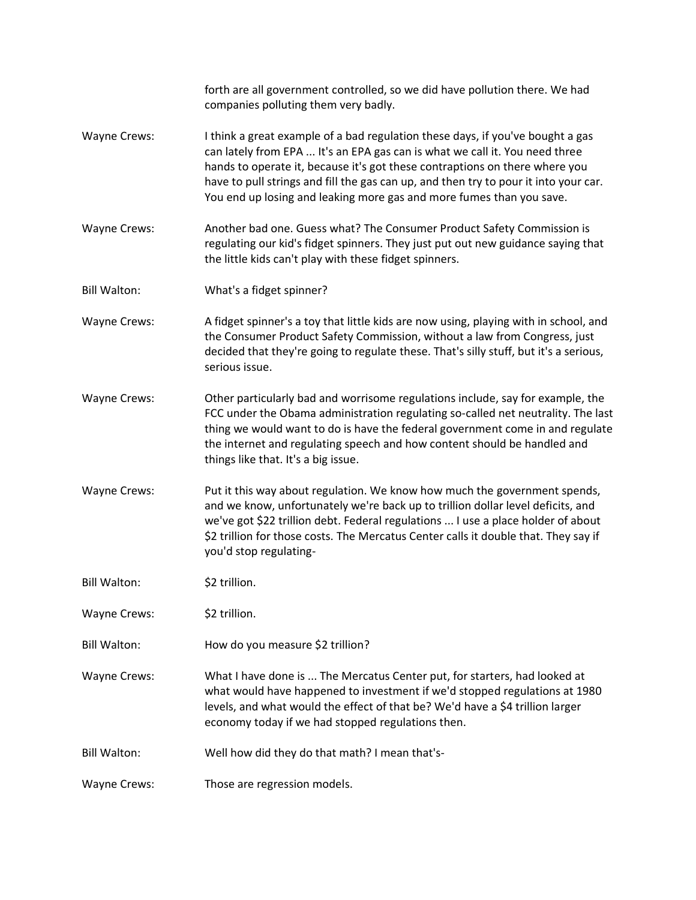forth are all government controlled, so we did have pollution there. We had companies polluting them very badly.

Wayne Crews: I think a great example of a bad regulation these days, if you've bought a gas can lately from EPA ... It's an EPA gas can is what we call it. You need three hands to operate it, because it's got these contraptions on there where you have to pull strings and fill the gas can up, and then try to pour it into your car. You end up losing and leaking more gas and more fumes than you save.

Wayne Crews: Another bad one. Guess what? The Consumer Product Safety Commission is regulating our kid's fidget spinners. They just put out new guidance saying that the little kids can't play with these fidget spinners.

Bill Walton: What's a fidget spinner?

Wayne Crews: A fidget spinner's a toy that little kids are now using, playing with in school, and the Consumer Product Safety Commission, without a law from Congress, just decided that they're going to regulate these. That's silly stuff, but it's a serious, serious issue.

Wayne Crews: Other particularly bad and worrisome regulations include, say for example, the FCC under the Obama administration regulating so-called net neutrality. The last thing we would want to do is have the federal government come in and regulate the internet and regulating speech and how content should be handled and things like that. It's a big issue.

Wayne Crews: Put it this way about regulation. We know how much the government spends, and we know, unfortunately we're back up to trillion dollar level deficits, and we've got $22 trillion debt. Federal regulations ... I use a place holder of about $2 trillion for those costs. The Mercatus Center calls it double that. They say if you'd stop regulating-

Bill Walton: $2 trillion.

Wayne Crews: $2 trillion.

Bill Walton: How do you measure $2 trillion?

Wayne Crews: What I have done is ... The Mercatus Center put, for starters, had looked at what would have happened to investment if we'd stopped regulations at 1980 levels, and what would the effect of that be? We'd have a $4 trillion larger economy today if we had stopped regulations then.

Bill Walton: Well how did they do that math? I mean that's-

Wayne Crews: Those are regression models.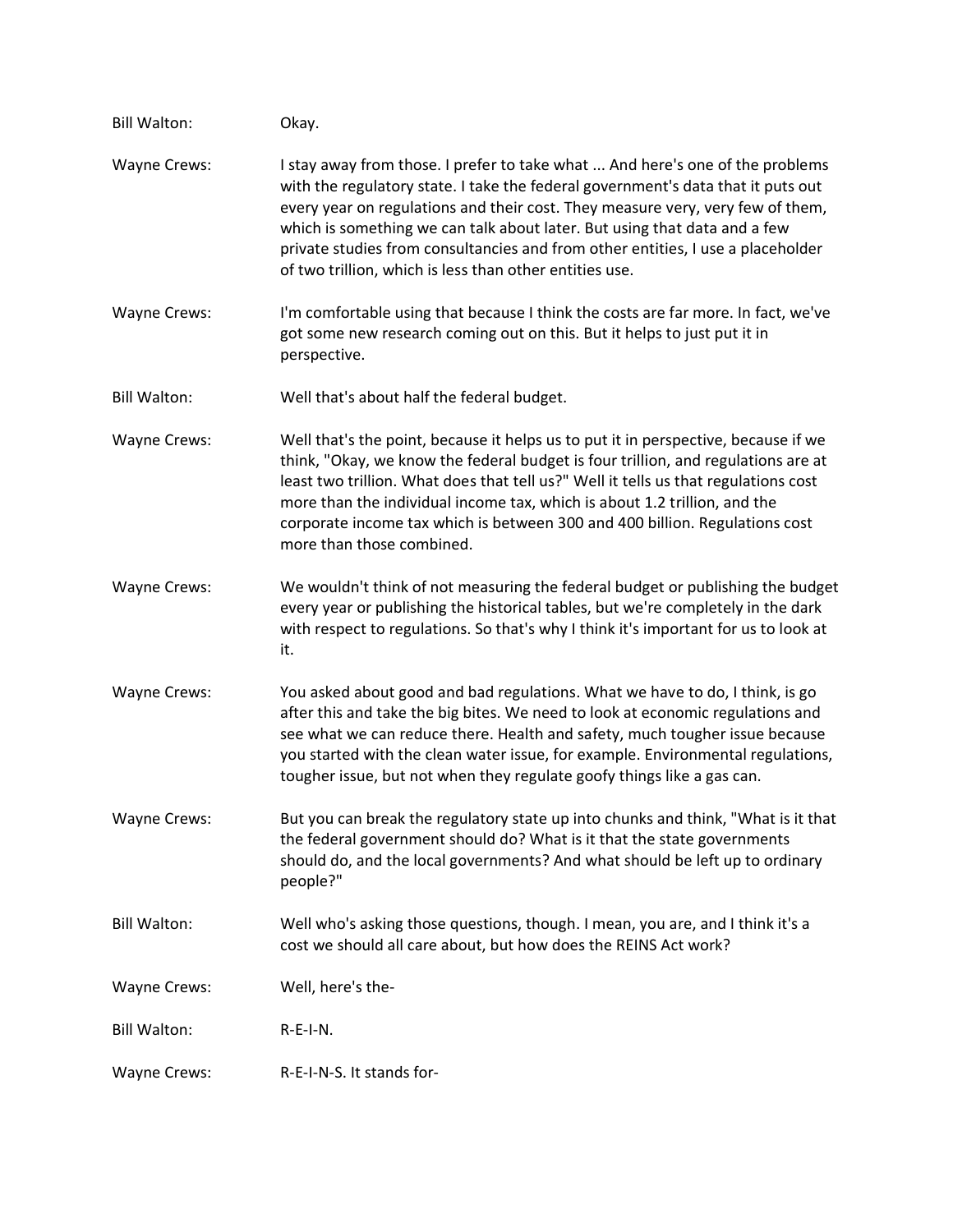**Bill Walton:** Okay.

**Wayne Crews:** I stay away from those. I prefer to take what ... And here's one of the problems with the regulatory state. I take the federal government's data that it puts out every year on regulations and their cost. They measure very, very few of them, which is something we can talk about later. But using that data and a few private studies from consultancies and from other entities, I use a placeholder of two trillion, which is less than other entities use.

**Wayne Crews:** I'm comfortable using that because I think the costs are far more. In fact, we've got some new research coming out on this. But it helps to just put it in perspective.

**Bill Walton:** Well that's about half the federal budget.

**Wayne Crews:** Well that's the point, because it helps us to put it in perspective, because if we think, "Okay, we know the federal budget is four trillion, and regulations are at least two trillion. What does that tell us?" Well it tells us that regulations cost more than the individual income tax, which is about 1.2 trillion, and the corporate income tax which is between 300 and 400 billion. Regulations cost more than those combined.

**Wayne Crews:** We wouldn't think of not measuring the federal budget or publishing the budget every year or publishing the historical tables, but we're completely in the dark with respect to regulations. So that's why I think it's important for us to look at it.

**Wayne Crews:** You asked about good and bad regulations. What we have to do, I think, is go after this and take the big bites. We need to look at economic regulations and see what we can reduce there. Health and safety, much tougher issue because you started with the clean water issue, for example. Environmental regulations, tougher issue, but not when they regulate goofy things like a gas can.

**Wayne Crews:** But you can break the regulatory state up into chunks and think, "What is it that the federal government should do? What is it that the state governments should do, and the local governments? And what should be left up to ordinary people?"

**Bill Walton:** Well who's asking those questions, though. I mean, you are, and I think it's a cost we should all care about, but how does the REINS Act work?

**Wayne Crews:** Well, here's the-

**Bill Walton:** R-E-I-N.

**Wayne Crews:** R-E-I-N-S. It stands for-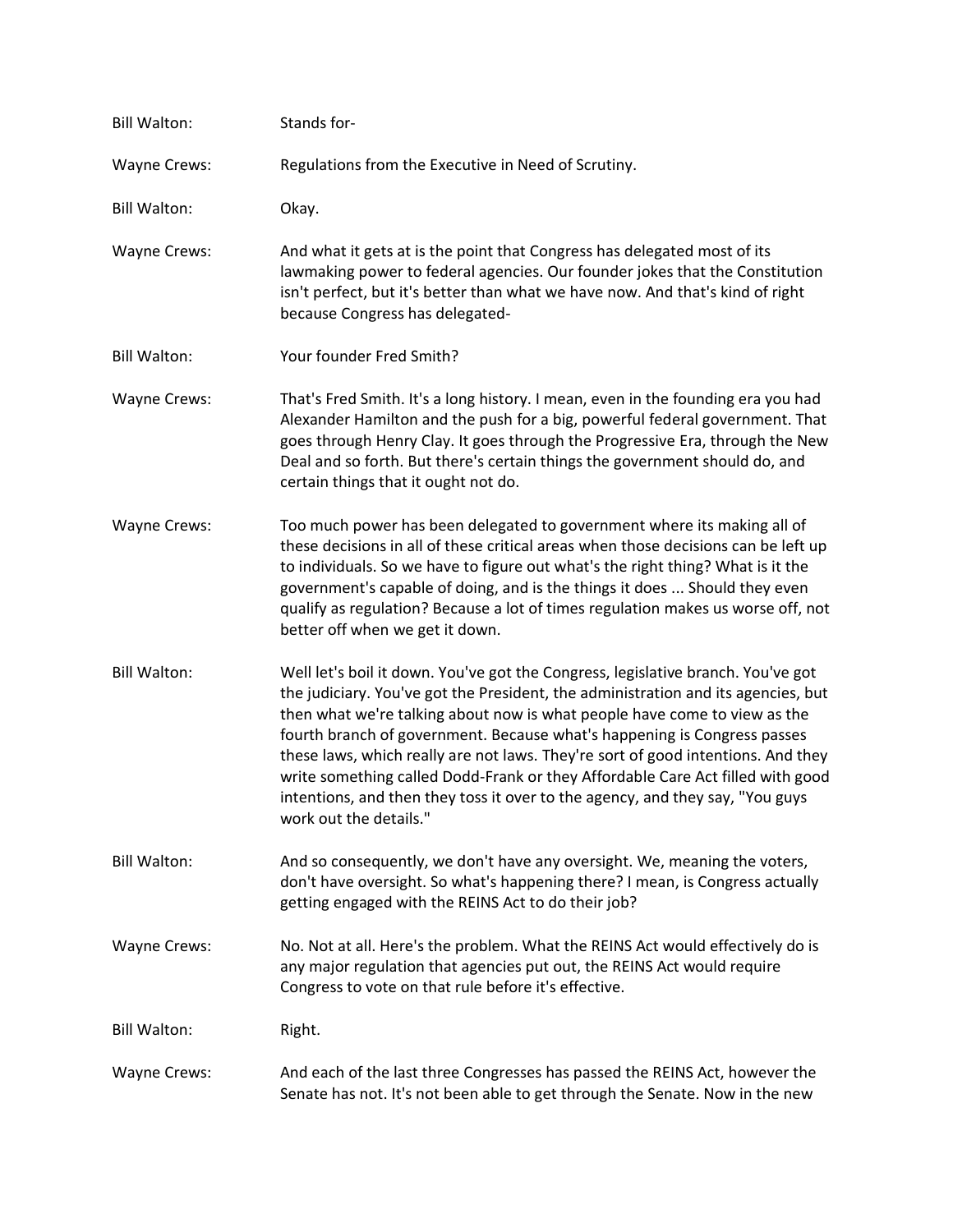Bill Walton: Stands for-

Wayne Crews: Regulations from the Executive in Need of Scrutiny.

Bill Walton: Okay.

Wayne Crews: And what it gets at is the point that Congress has delegated most of its lawmaking power to federal agencies. Our founder jokes that the Constitution isn't perfect, but it's better than what we have now. And that's kind of right because Congress has delegated-

Bill Walton: Your founder Fred Smith?

Wayne Crews: That's Fred Smith. It's a long history. I mean, even in the founding era you had Alexander Hamilton and the push for a big, powerful federal government. That goes through Henry Clay. It goes through the Progressive Era, through the New Deal and so forth. But there's certain things the government should do, and certain things that it ought not do.

Wayne Crews: Too much power has been delegated to government where its making all of these decisions in all of these critical areas when those decisions can be left up to individuals. So we have to figure out what's the right thing? What is it the government's capable of doing, and is the things it does ... Should they even qualify as regulation? Because a lot of times regulation makes us worse off, not better off when we get it down.

Bill Walton: Well let's boil it down. You've got the Congress, legislative branch. You've got the judiciary. You've got the President, the administration and its agencies, but then what we're talking about now is what people have come to view as the fourth branch of government. Because what's happening is Congress passes these laws, which really are not laws. They're sort of good intentions. And they write something called Dodd-Frank or they Affordable Care Act filled with good intentions, and then they toss it over to the agency, and they say, "You guys work out the details."

Bill Walton: And so consequently, we don't have any oversight. We, meaning the voters, don't have oversight. So what's happening there? I mean, is Congress actually getting engaged with the REINS Act to do their job?

Wayne Crews: No. Not at all. Here's the problem. What the REINS Act would effectively do is any major regulation that agencies put out, the REINS Act would require Congress to vote on that rule before it's effective.

Bill Walton: Right.

Wayne Crews: And each of the last three Congresses has passed the REINS Act, however the Senate has not. It's not been able to get through the Senate. Now in the new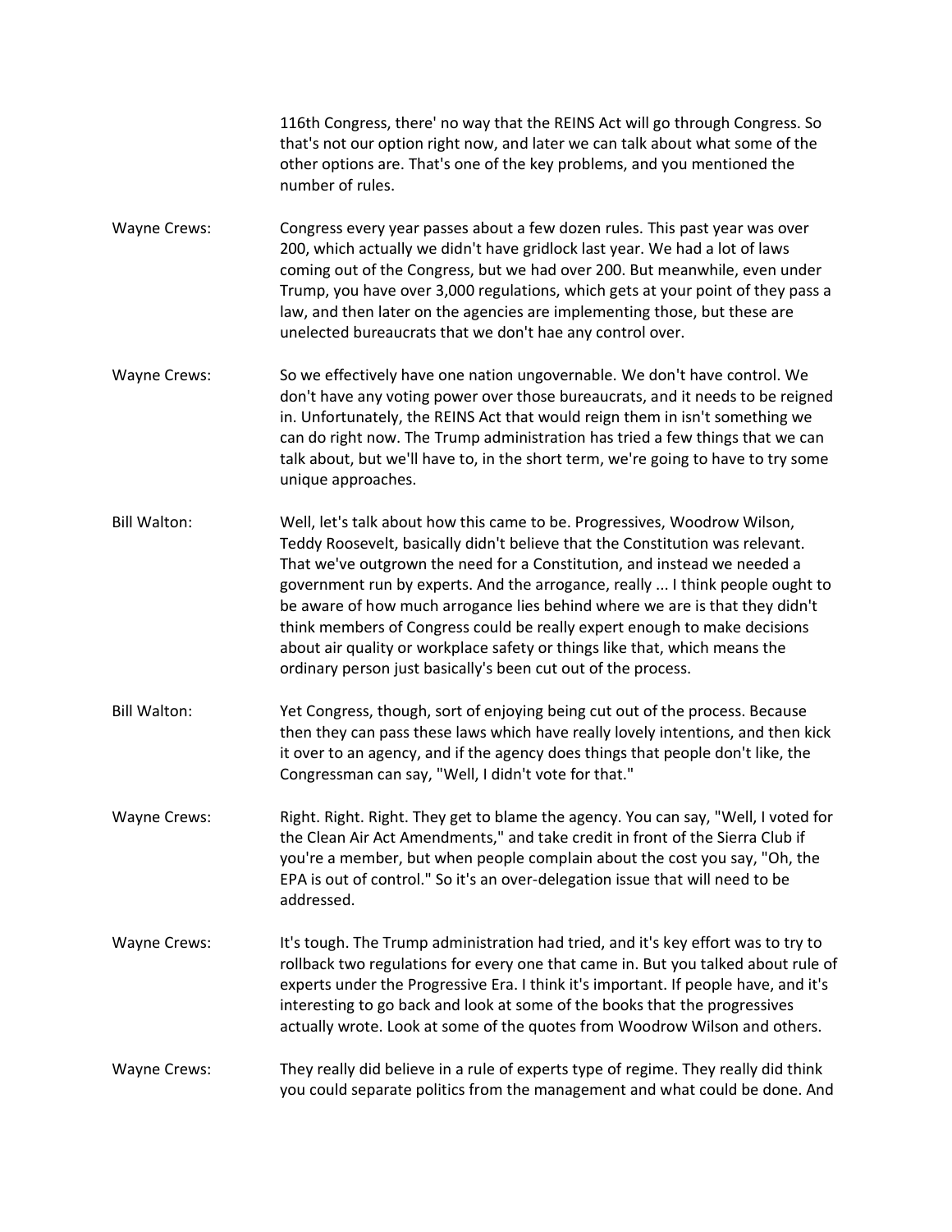116th Congress, there' no way that the REINS Act will go through Congress. So that's not our option right now, and later we can talk about what some of the other options are. That's one of the key problems, and you mentioned the number of rules.

Wayne Crews: Congress every year passes about a few dozen rules. This past year was over 200, which actually we didn't have gridlock last year. We had a lot of laws coming out of the Congress, but we had over 200. But meanwhile, even under Trump, you have over 3,000 regulations, which gets at your point of they pass a law, and then later on the agencies are implementing those, but these are unelected bureaucrats that we don't hae any control over.

Wayne Crews: So we effectively have one nation ungovernable. We don't have control. We don't have any voting power over those bureaucrats, and it needs to be reigned in. Unfortunately, the REINS Act that would reign them in isn't something we can do right now. The Trump administration has tried a few things that we can talk about, but we'll have to, in the short term, we're going to have to try some unique approaches.

Bill Walton: Well, let's talk about how this came to be. Progressives, Woodrow Wilson, Teddy Roosevelt, basically didn't believe that the Constitution was relevant. That we've outgrown the need for a Constitution, and instead we needed a government run by experts. And the arrogance, really ... I think people ought to be aware of how much arrogance lies behind where we are is that they didn't think members of Congress could be really expert enough to make decisions about air quality or workplace safety or things like that, which means the ordinary person just basically's been cut out of the process.

Bill Walton: Yet Congress, though, sort of enjoying being cut out of the process. Because then they can pass these laws which have really lovely intentions, and then kick it over to an agency, and if the agency does things that people don't like, the Congressman can say, "Well, I didn't vote for that."

Wayne Crews: Right. Right. Right. They get to blame the agency. You can say, "Well, I voted for the Clean Air Act Amendments," and take credit in front of the Sierra Club if you're a member, but when people complain about the cost you say, "Oh, the EPA is out of control." So it's an over-delegation issue that will need to be addressed.

Wayne Crews: It's tough. The Trump administration had tried, and it's key effort was to try to rollback two regulations for every one that came in. But you talked about rule of experts under the Progressive Era. I think it's important. If people have, and it's interesting to go back and look at some of the books that the progressives actually wrote. Look at some of the quotes from Woodrow Wilson and others.

Wayne Crews: They really did believe in a rule of experts type of regime. They really did think you could separate politics from the management and what could be done. And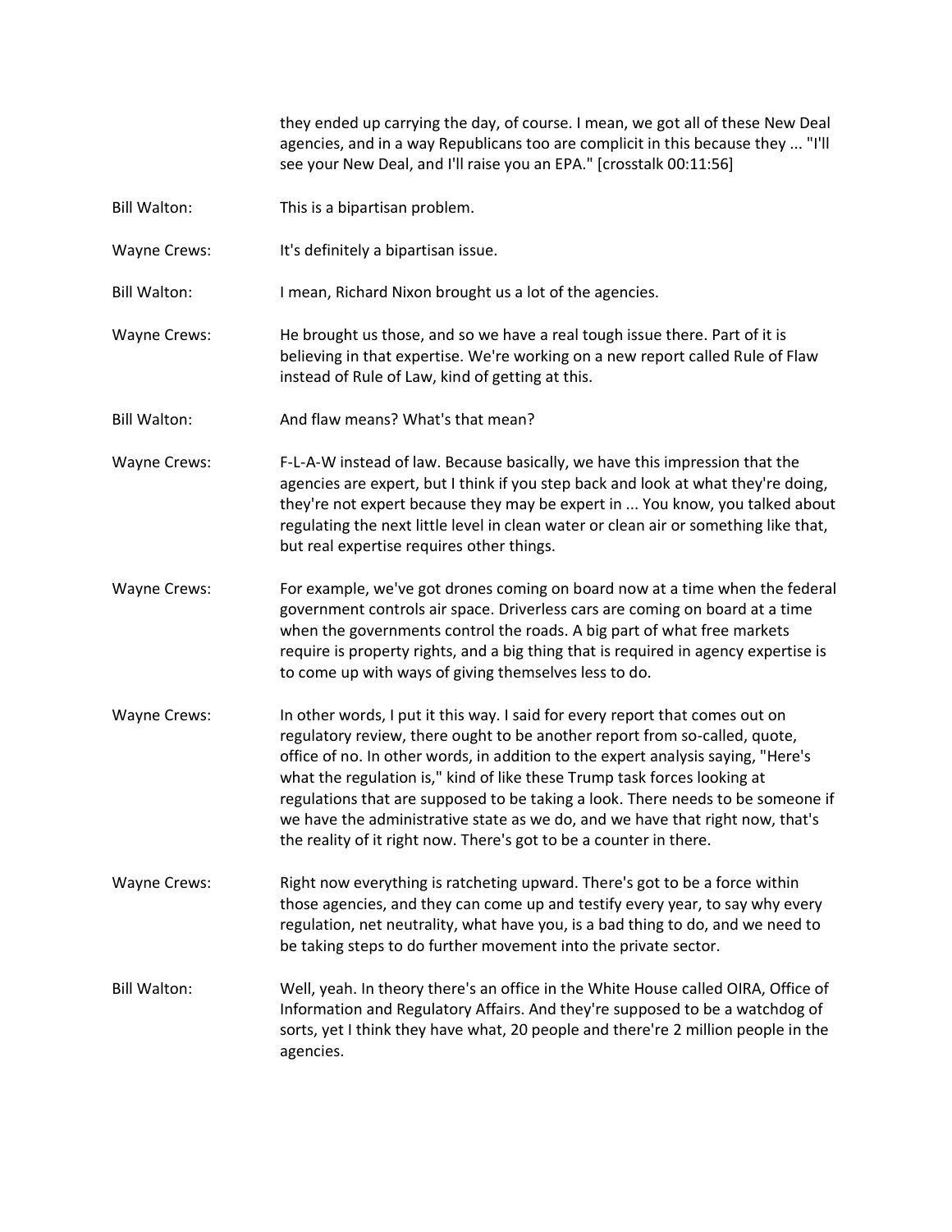they ended up carrying the day, of course. I mean, we got all of these New Deal agencies, and in a way Republicans too are complicit in this because they ... "I'll see your New Deal, and I'll raise you an EPA." [crosstalk 00:11:56]

**Bill Walton:** This is a bipartisan problem.

**Wayne Crews:** It's definitely a bipartisan issue.

**Bill Walton:** I mean, Richard Nixon brought us a lot of the agencies.

**Wayne Crews:** He brought us those, and so we have a real tough issue there. Part of it is believing in that expertise. We're working on a new report called Rule of Flaw instead of Rule of Law, kind of getting at this.

**Bill Walton:** And flaw means? What's that mean?

**Wayne Crews:** F-L-A-W instead of law. Because basically, we have this impression that the agencies are expert, but I think if you step back and look at what they're doing, they're not expert because they may be expert in ... You know, you talked about regulating the next little level in clean water or clean air or something like that, but real expertise requires other things.

**Wayne Crews:** For example, we've got drones coming on board now at a time when the federal government controls air space. Driverless cars are coming on board at a time when the governments control the roads. A big part of what free markets require is property rights, and a big thing that is required in agency expertise is to come up with ways of giving themselves less to do.

**Wayne Crews:** In other words, I put it this way. I said for every report that comes out on regulatory review, there ought to be another report from so-called, quote, office of no. In other words, in addition to the expert analysis saying, "Here's what the regulation is," kind of like these Trump task forces looking at regulations that are supposed to be taking a look. There needs to be someone if we have the administrative state as we do, and we have that right now, that's the reality of it right now. There's got to be a counter in there.

**Wayne Crews:** Right now everything is ratcheting upward. There's got to be a force within those agencies, and they can come up and testify every year, to say why every regulation, net neutrality, what have you, is a bad thing to do, and we need to be taking steps to do further movement into the private sector.

**Bill Walton:** Well, yeah. In theory there's an office in the White House called OIRA, Office of Information and Regulatory Affairs. And they're supposed to be a watchdog of sorts, yet I think they have what, 20 people and there're 2 million people in the agencies.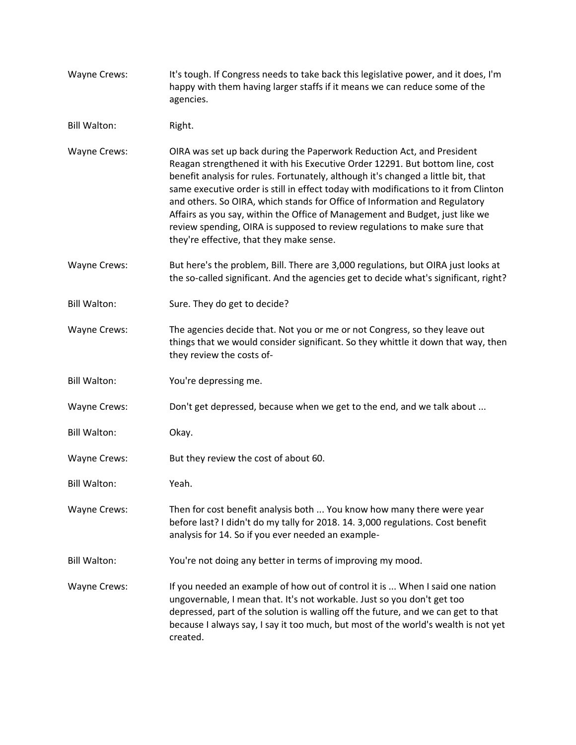Wayne Crews: It's tough. If Congress needs to take back this legislative power, and it does, I'm happy with them having larger staffs if it means we can reduce some of the agencies.

Bill Walton: Right.

Wayne Crews: OIRA was set up back during the Paperwork Reduction Act, and President Reagan strengthened it with his Executive Order 12291. But bottom line, cost benefit analysis for rules. Fortunately, although it's changed a little bit, that same executive order is still in effect today with modifications to it from Clinton and others. So OIRA, which stands for Office of Information and Regulatory Affairs as you say, within the Office of Management and Budget, just like we review spending, OIRA is supposed to review regulations to make sure that they're effective, that they make sense.

Wayne Crews: But here's the problem, Bill. There are 3,000 regulations, but OIRA just looks at the so-called significant. And the agencies get to decide what's significant, right?

Bill Walton: Sure. They do get to decide?

Wayne Crews: The agencies decide that. Not you or me or not Congress, so they leave out things that we would consider significant. So they whittle it down that way, then they review the costs of-

Bill Walton: You're depressing me.

Wayne Crews: Don't get depressed, because when we get to the end, and we talk about ...

Bill Walton: Okay.

Wayne Crews: But they review the cost of about 60.

Bill Walton: Yeah.

Wayne Crews: Then for cost benefit analysis both ... You know how many there were year before last? I didn't do my tally for 2018. 14. 3,000 regulations. Cost benefit analysis for 14. So if you ever needed an example-

Bill Walton: You're not doing any better in terms of improving my mood.

Wayne Crews: If you needed an example of how out of control it is ... When I said one nation ungovernable, I mean that. It's not workable. Just so you don't get too depressed, part of the solution is walling off the future, and we can get to that because I always say, I say it too much, but most of the world's wealth is not yet created.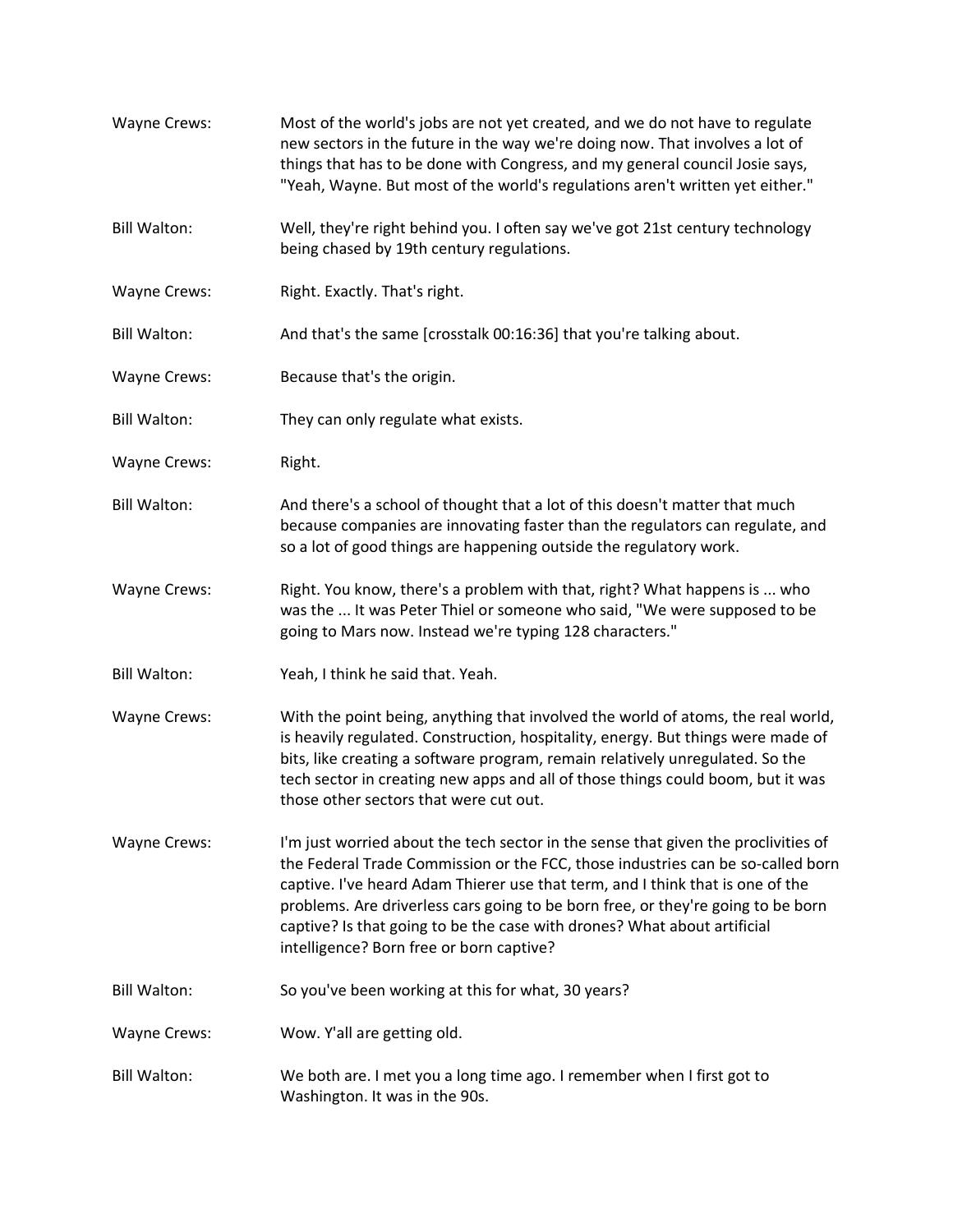Wayne Crews: Most of the world's jobs are not yet created, and we do not have to regulate new sectors in the future in the way we're doing now. That involves a lot of things that has to be done with Congress, and my general council Josie says, "Yeah, Wayne. But most of the world's regulations aren't written yet either."

Bill Walton: Well, they're right behind you. I often say we've got 21st century technology being chased by 19th century regulations.

Wayne Crews: Right. Exactly. That's right.

Bill Walton: And that's the same [crosstalk 00:16:36] that you're talking about.

Wayne Crews: Because that's the origin.

Bill Walton: They can only regulate what exists.

Wayne Crews: Right.

Bill Walton: And there's a school of thought that a lot of this doesn't matter that much because companies are innovating faster than the regulators can regulate, and so a lot of good things are happening outside the regulatory work.

Wayne Crews: Right. You know, there's a problem with that, right? What happens is ... who was the ... It was Peter Thiel or someone who said, "We were supposed to be going to Mars now. Instead we're typing 128 characters."

Bill Walton: Yeah, I think he said that. Yeah.

Wayne Crews: With the point being, anything that involved the world of atoms, the real world, is heavily regulated. Construction, hospitality, energy. But things were made of bits, like creating a software program, remain relatively unregulated. So the tech sector in creating new apps and all of those things could boom, but it was those other sectors that were cut out.

Wayne Crews: I'm just worried about the tech sector in the sense that given the proclivities of the Federal Trade Commission or the FCC, those industries can be so-called born captive. I've heard Adam Thierer use that term, and I think that is one of the problems. Are driverless cars going to be born free, or they're going to be born captive? Is that going to be the case with drones? What about artificial intelligence? Born free or born captive?

Bill Walton: So you've been working at this for what, 30 years?

Wayne Crews: Wow. Y'all are getting old.

Bill Walton: We both are. I met you a long time ago. I remember when I first got to Washington. It was in the 90s.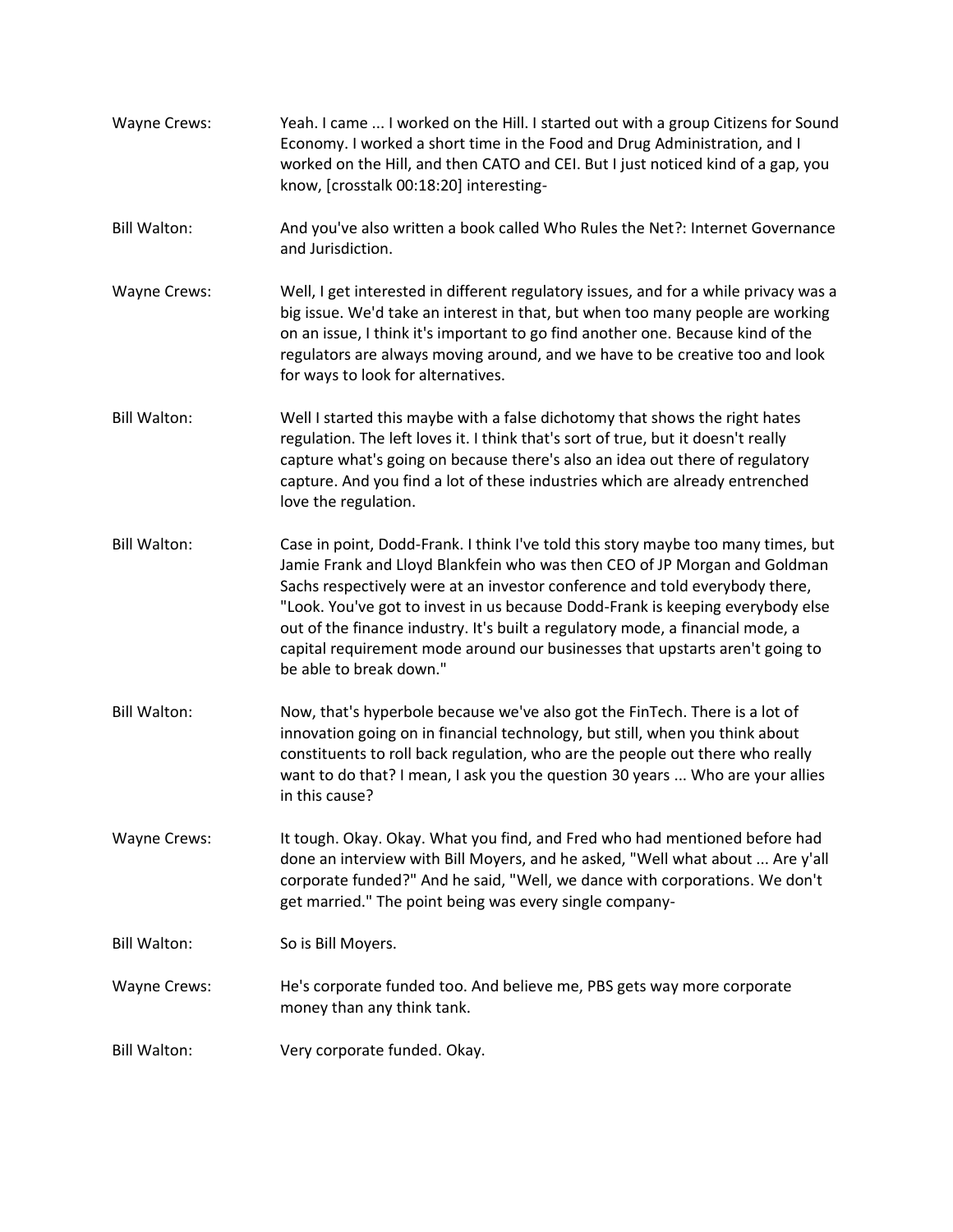Wayne Crews: Yeah. I came ... I worked on the Hill. I started out with a group Citizens for Sound Economy. I worked a short time in the Food and Drug Administration, and I worked on the Hill, and then CATO and CEI. But I just noticed kind of a gap, you know, [crosstalk 00:18:20] interesting-

Bill Walton: And you've also written a book called Who Rules the Net?: Internet Governance and Jurisdiction.

Wayne Crews: Well, I get interested in different regulatory issues, and for a while privacy was a big issue. We'd take an interest in that, but when too many people are working on an issue, I think it's important to go find another one. Because kind of the regulators are always moving around, and we have to be creative too and look for ways to look for alternatives.

Bill Walton: Well I started this maybe with a false dichotomy that shows the right hates regulation. The left loves it. I think that's sort of true, but it doesn't really capture what's going on because there's also an idea out there of regulatory capture. And you find a lot of these industries which are already entrenched love the regulation.

Bill Walton: Case in point, Dodd-Frank. I think I've told this story maybe too many times, but Jamie Frank and Lloyd Blankfein who was then CEO of JP Morgan and Goldman Sachs respectively were at an investor conference and told everybody there, "Look. You've got to invest in us because Dodd-Frank is keeping everybody else out of the finance industry. It's built a regulatory mode, a financial mode, a capital requirement mode around our businesses that upstarts aren't going to be able to break down."

Bill Walton: Now, that's hyperbole because we've also got the FinTech. There is a lot of innovation going on in financial technology, but still, when you think about constituents to roll back regulation, who are the people out there who really want to do that? I mean, I ask you the question 30 years ... Who are your allies in this cause?

Wayne Crews: It tough. Okay. Okay. What you find, and Fred who had mentioned before had done an interview with Bill Moyers, and he asked, "Well what about ... Are y'all corporate funded?" And he said, "Well, we dance with corporations. We don't get married." The point being was every single company-

Bill Walton: So is Bill Moyers.

Wayne Crews: He's corporate funded too. And believe me, PBS gets way more corporate money than any think tank.

Bill Walton: Very corporate funded. Okay.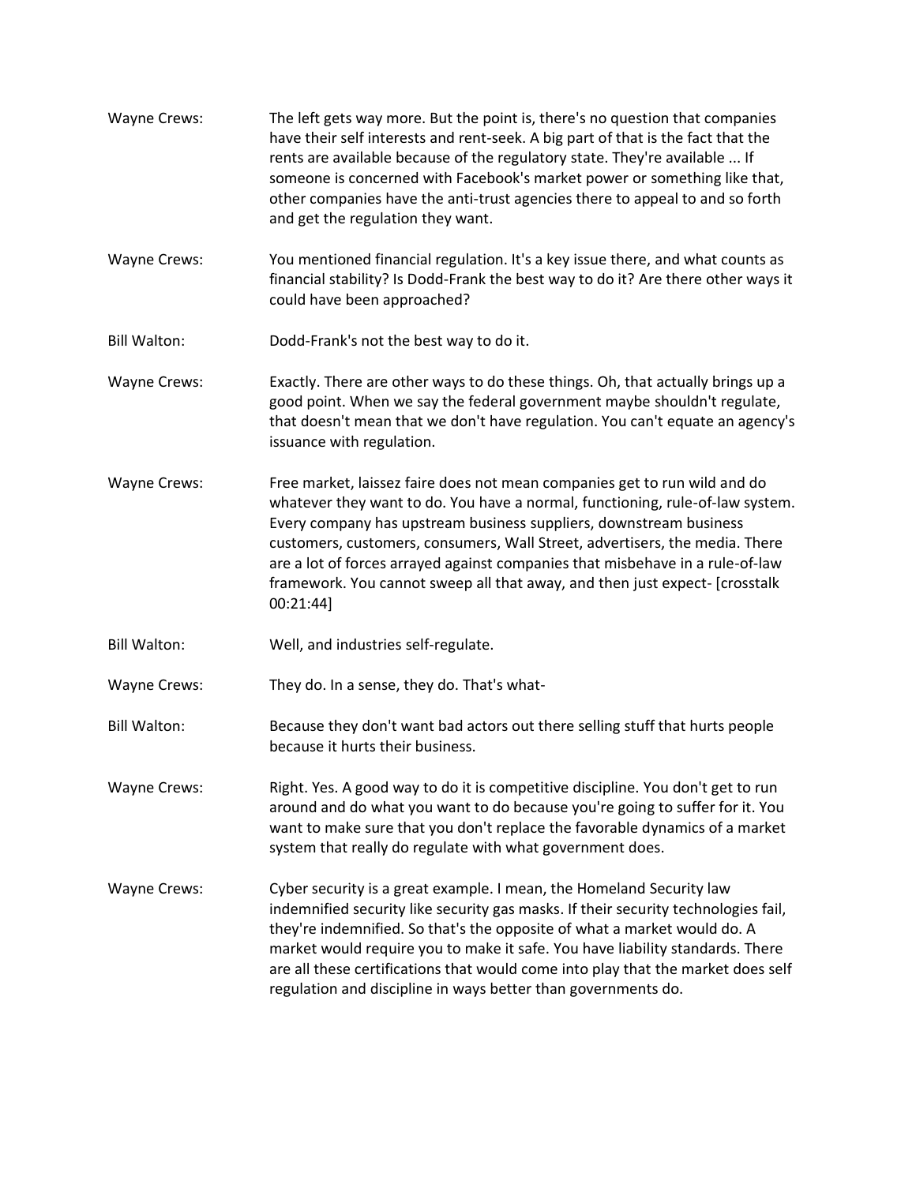Wayne Crews: The left gets way more. But the point is, there's no question that companies have their self interests and rent-seek. A big part of that is the fact that the rents are available because of the regulatory state. They're available ... If someone is concerned with Facebook's market power or something like that, other companies have the anti-trust agencies there to appeal to and so forth and get the regulation they want.

Wayne Crews: You mentioned financial regulation. It's a key issue there, and what counts as financial stability? Is Dodd-Frank the best way to do it? Are there other ways it could have been approached?

Bill Walton: Dodd-Frank's not the best way to do it.

Wayne Crews: Exactly. There are other ways to do these things. Oh, that actually brings up a good point. When we say the federal government maybe shouldn't regulate, that doesn't mean that we don't have regulation. You can't equate an agency's issuance with regulation.

Wayne Crews: Free market, laissez faire does not mean companies get to run wild and do whatever they want to do. You have a normal, functioning, rule-of-law system. Every company has upstream business suppliers, downstream business customers, customers, consumers, Wall Street, advertisers, the media. There are a lot of forces arrayed against companies that misbehave in a rule-of-law framework. You cannot sweep all that away, and then just expect- [crosstalk 00:21:44]

Bill Walton: Well, and industries self-regulate.

Wayne Crews: They do. In a sense, they do. That's what-

Bill Walton: Because they don't want bad actors out there selling stuff that hurts people because it hurts their business.

Wayne Crews: Right. Yes. A good way to do it is competitive discipline. You don't get to run around and do what you want to do because you're going to suffer for it. You want to make sure that you don't replace the favorable dynamics of a market system that really do regulate with what government does.

Wayne Crews: Cyber security is a great example. I mean, the Homeland Security law indemnified security like security gas masks. If their security technologies fail, they're indemnified. So that's the opposite of what a market would do. A market would require you to make it safe. You have liability standards. There are all these certifications that would come into play that the market does self regulation and discipline in ways better than governments do.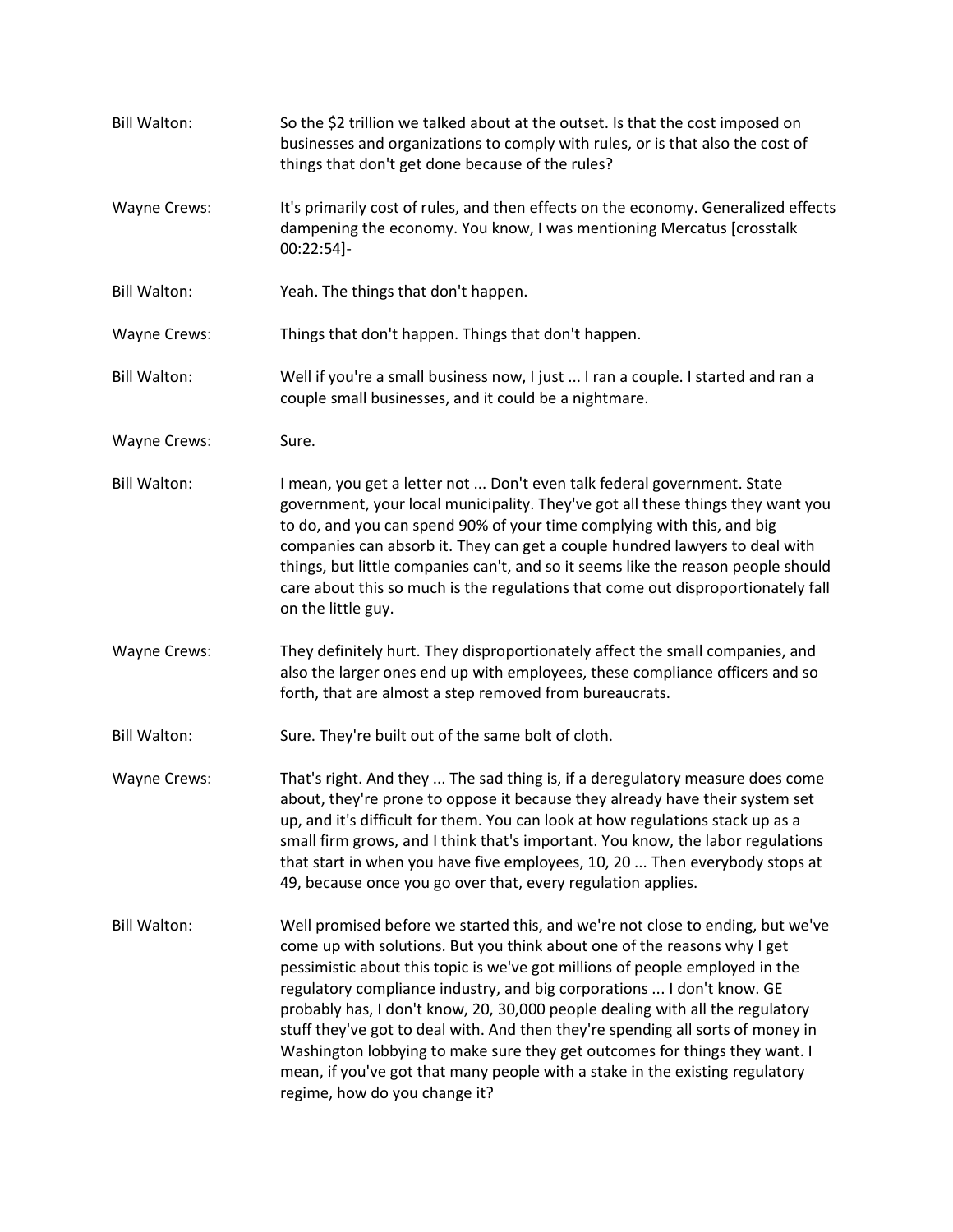Bill Walton: So the $2 trillion we talked about at the outset. Is that the cost imposed on businesses and organizations to comply with rules, or is that also the cost of things that don't get done because of the rules?

Wayne Crews: It's primarily cost of rules, and then effects on the economy. Generalized effects dampening the economy. You know, I was mentioning Mercatus [crosstalk 00:22:54]-

Bill Walton: Yeah. The things that don't happen.

Wayne Crews: Things that don't happen. Things that don't happen.

Bill Walton: Well if you're a small business now, I just ... I ran a couple. I started and ran a couple small businesses, and it could be a nightmare.

Wayne Crews: Sure.

Bill Walton: I mean, you get a letter not ... Don't even talk federal government. State government, your local municipality. They've got all these things they want you to do, and you can spend 90% of your time complying with this, and big companies can absorb it. They can get a couple hundred lawyers to deal with things, but little companies can't, and so it seems like the reason people should care about this so much is the regulations that come out disproportionately fall on the little guy.

Wayne Crews: They definitely hurt. They disproportionately affect the small companies, and also the larger ones end up with employees, these compliance officers and so forth, that are almost a step removed from bureaucrats.

Bill Walton: Sure. They're built out of the same bolt of cloth.

Wayne Crews: That's right. And they ... The sad thing is, if a deregulatory measure does come about, they're prone to oppose it because they already have their system set up, and it's difficult for them. You can look at how regulations stack up as a small firm grows, and I think that's important. You know, the labor regulations that start in when you have five employees, 10, 20 ... Then everybody stops at 49, because once you go over that, every regulation applies.

Bill Walton: Well promised before we started this, and we're not close to ending, but we've come up with solutions. But you think about one of the reasons why I get pessimistic about this topic is we've got millions of people employed in the regulatory compliance industry, and big corporations ... I don't know. GE probably has, I don't know, 20, 30,000 people dealing with all the regulatory stuff they've got to deal with. And then they're spending all sorts of money in Washington lobbying to make sure they get outcomes for things they want. I mean, if you've got that many people with a stake in the existing regulatory regime, how do you change it?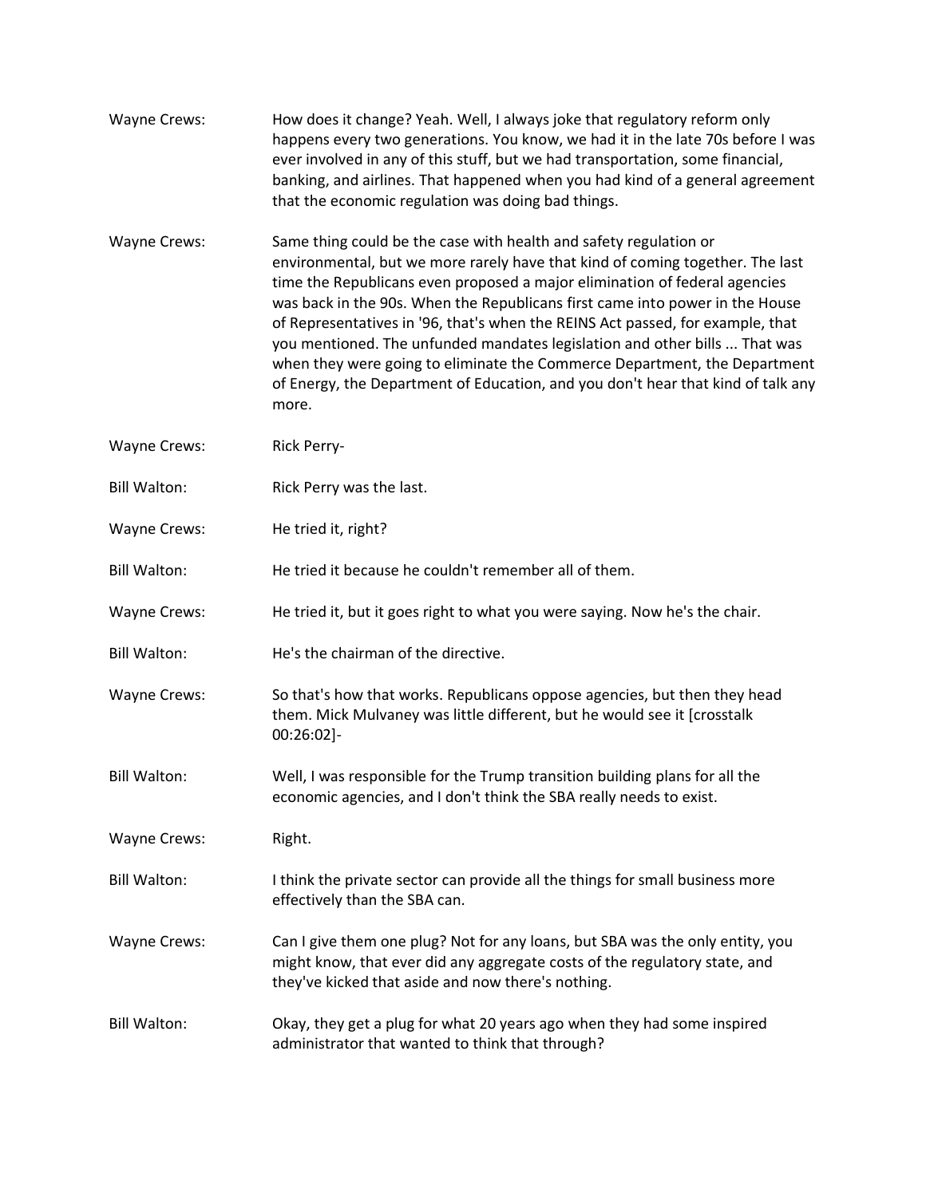Wayne Crews: How does it change? Yeah. Well, I always joke that regulatory reform only happens every two generations. You know, we had it in the late 70s before I was ever involved in any of this stuff, but we had transportation, some financial, banking, and airlines. That happened when you had kind of a general agreement that the economic regulation was doing bad things.

Wayne Crews: Same thing could be the case with health and safety regulation or environmental, but we more rarely have that kind of coming together. The last time the Republicans even proposed a major elimination of federal agencies was back in the 90s. When the Republicans first came into power in the House of Representatives in '96, that's when the REINS Act passed, for example, that you mentioned. The unfunded mandates legislation and other bills ... That was when they were going to eliminate the Commerce Department, the Department of Energy, the Department of Education, and you don't hear that kind of talk any more.

Wayne Crews: Rick Perry-

Bill Walton: Rick Perry was the last.

Wayne Crews: He tried it, right?

Bill Walton: He tried it because he couldn't remember all of them.

Wayne Crews: He tried it, but it goes right to what you were saying. Now he's the chair.

Bill Walton: He's the chairman of the directive.

Wayne Crews: So that's how that works. Republicans oppose agencies, but then they head them. Mick Mulvaney was little different, but he would see it [crosstalk 00:26:02]-

Bill Walton: Well, I was responsible for the Trump transition building plans for all the economic agencies, and I don't think the SBA really needs to exist.

Wayne Crews: Right.

Bill Walton: I think the private sector can provide all the things for small business more effectively than the SBA can.

Wayne Crews: Can I give them one plug? Not for any loans, but SBA was the only entity, you might know, that ever did any aggregate costs of the regulatory state, and they've kicked that aside and now there's nothing.

Bill Walton: Okay, they get a plug for what 20 years ago when they had some inspired administrator that wanted to think that through?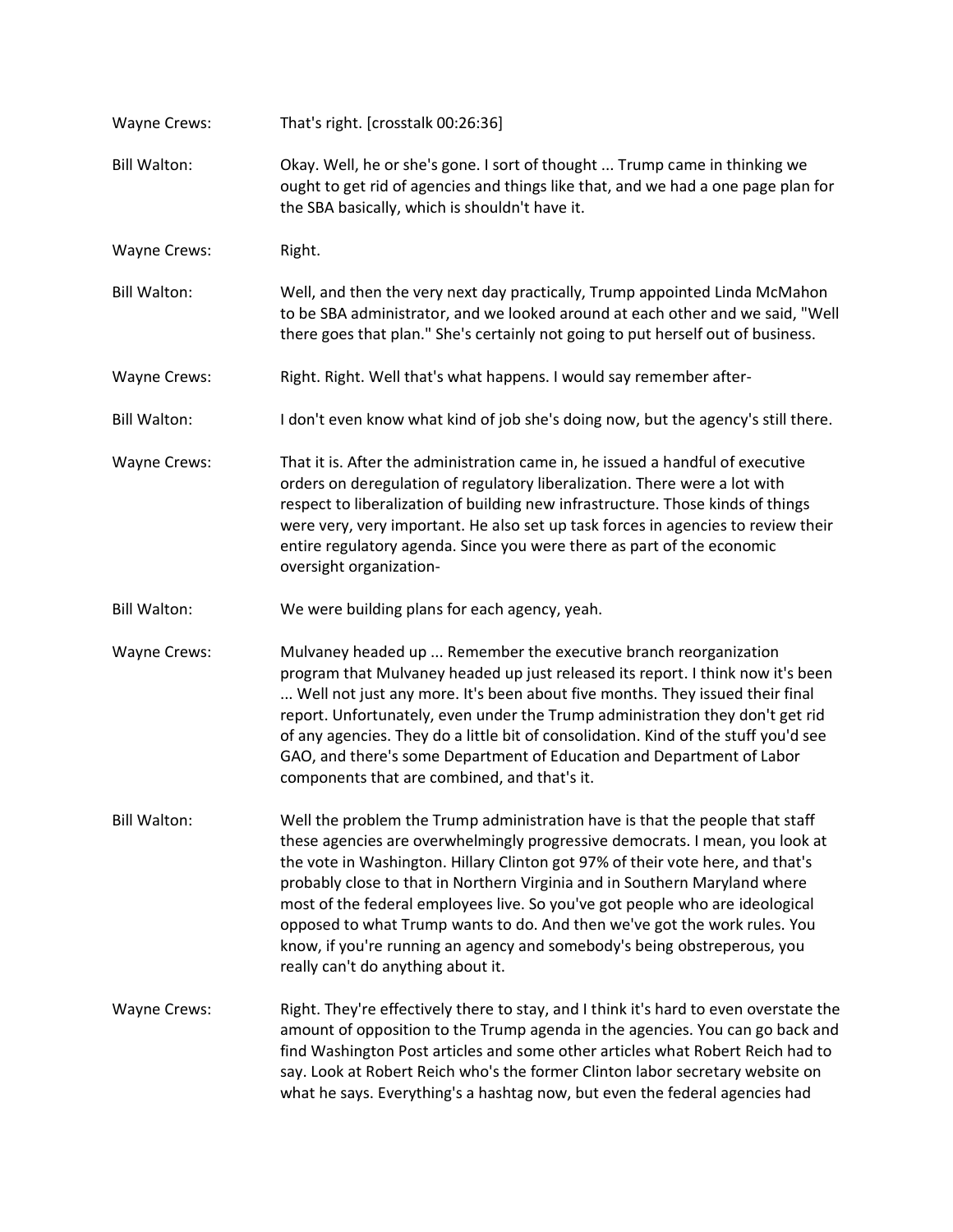Wayne Crews: That's right. [crosstalk 00:26:36]

Bill Walton: Okay. Well, he or she's gone. I sort of thought ... Trump came in thinking we ought to get rid of agencies and things like that, and we had a one page plan for the SBA basically, which is shouldn't have it.

Wayne Crews: Right.

Bill Walton: Well, and then the very next day practically, Trump appointed Linda McMahon to be SBA administrator, and we looked around at each other and we said, "Well there goes that plan." She's certainly not going to put herself out of business.

Wayne Crews: Right. Right. Well that's what happens. I would say remember after-

Bill Walton: I don't even know what kind of job she's doing now, but the agency's still there.

Wayne Crews: That it is. After the administration came in, he issued a handful of executive orders on deregulation of regulatory liberalization. There were a lot with respect to liberalization of building new infrastructure. Those kinds of things were very, very important. He also set up task forces in agencies to review their entire regulatory agenda. Since you were there as part of the economic oversight organization-

Bill Walton: We were building plans for each agency, yeah.

Wayne Crews: Mulvaney headed up ... Remember the executive branch reorganization program that Mulvaney headed up just released its report. I think now it's been ... Well not just any more. It's been about five months. They issued their final report. Unfortunately, even under the Trump administration they don't get rid of any agencies. They do a little bit of consolidation. Kind of the stuff you'd see GAO, and there's some Department of Education and Department of Labor components that are combined, and that's it.

Bill Walton: Well the problem the Trump administration have is that the people that staff these agencies are overwhelmingly progressive democrats. I mean, you look at the vote in Washington. Hillary Clinton got 97% of their vote here, and that's probably close to that in Northern Virginia and in Southern Maryland where most of the federal employees live. So you've got people who are ideological opposed to what Trump wants to do. And then we've got the work rules. You know, if you're running an agency and somebody's being obstreperous, you really can't do anything about it.

Wayne Crews: Right. They're effectively there to stay, and I think it's hard to even overstate the amount of opposition to the Trump agenda in the agencies. You can go back and find Washington Post articles and some other articles what Robert Reich had to say. Look at Robert Reich who's the former Clinton labor secretary website on what he says. Everything's a hashtag now, but even the federal agencies had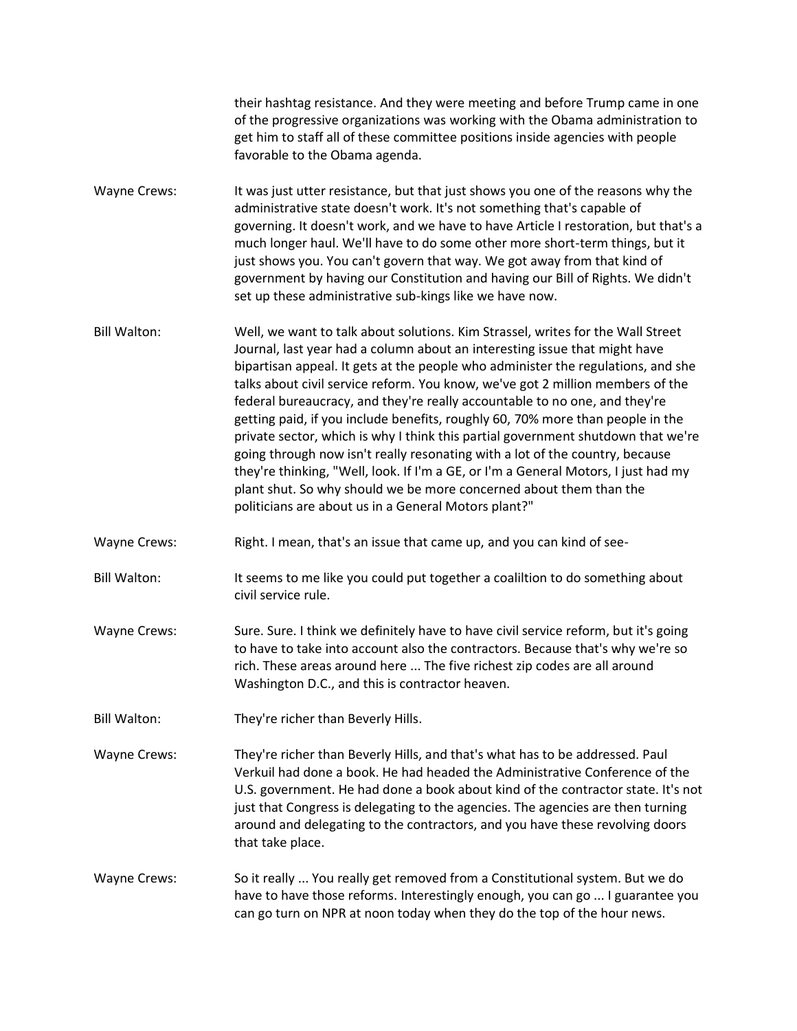their hashtag resistance. And they were meeting and before Trump came in one of the progressive organizations was working with the Obama administration to get him to staff all of these committee positions inside agencies with people favorable to the Obama agenda.

**Wayne Crews:** It was just utter resistance, but that just shows you one of the reasons why the administrative state doesn't work. It's not something that's capable of governing. It doesn't work, and we have to have Article I restoration, but that's a much longer haul. We'll have to do some other more short-term things, but it just shows you. You can't govern that way. We got away from that kind of government by having our Constitution and having our Bill of Rights. We didn't set up these administrative sub-kings like we have now.

**Bill Walton:** Well, we want to talk about solutions. Kim Strassel, writes for the Wall Street Journal, last year had a column about an interesting issue that might have bipartisan appeal. It gets at the people who administer the regulations, and she talks about civil service reform. You know, we've got 2 million members of the federal bureaucracy, and they're really accountable to no one, and they're getting paid, if you include benefits, roughly 60, 70% more than people in the private sector, which is why I think this partial government shutdown that we're going through now isn't really resonating with a lot of the country, because they're thinking, "Well, look. If I'm a GE, or I'm a General Motors, I just had my plant shut. So why should we be more concerned about them than the politicians are about us in a General Motors plant?"

**Wayne Crews:** Right. I mean, that's an issue that came up, and you can kind of see-

**Bill Walton:** It seems to me like you could put together a coaliltion to do something about civil service rule.

**Wayne Crews:** Sure. Sure. I think we definitely have to have civil service reform, but it's going to have to take into account also the contractors. Because that's why we're so rich. These areas around here ... The five richest zip codes are all around Washington D.C., and this is contractor heaven.

**Bill Walton:** They're richer than Beverly Hills.

**Wayne Crews:** They're richer than Beverly Hills, and that's what has to be addressed. Paul Verkuil had done a book. He had headed the Administrative Conference of the U.S. government. He had done a book about kind of the contractor state. It's not just that Congress is delegating to the agencies. The agencies are then turning around and delegating to the contractors, and you have these revolving doors that take place.

**Wayne Crews:** So it really ... You really get removed from a Constitutional system. But we do have to have those reforms. Interestingly enough, you can go ... I guarantee you can go turn on NPR at noon today when they do the top of the hour news.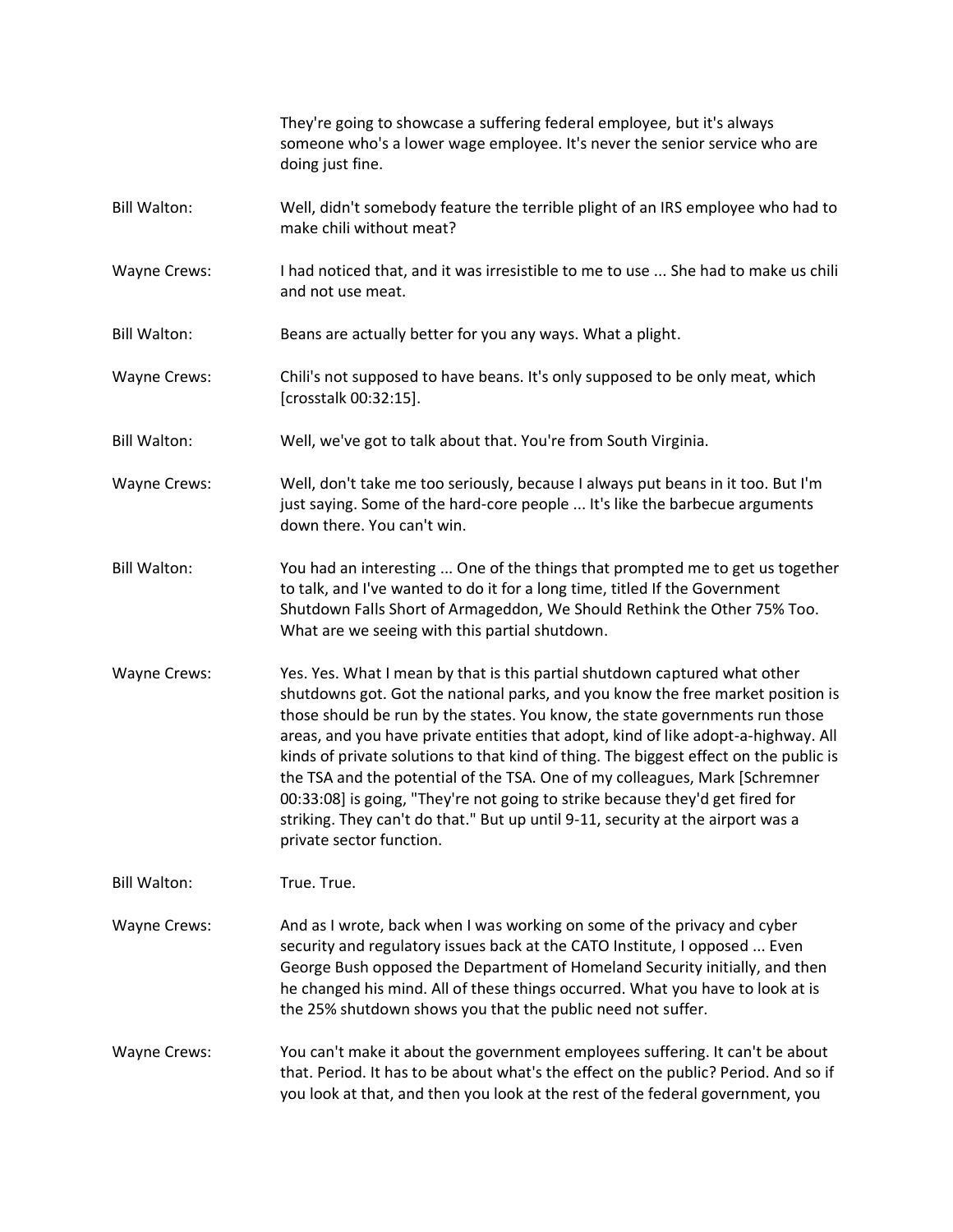They're going to showcase a suffering federal employee, but it's always someone who's a lower wage employee. It's never the senior service who are doing just fine.

Bill Walton: Well, didn't somebody feature the terrible plight of an IRS employee who had to make chili without meat?

Wayne Crews: I had noticed that, and it was irresistible to me to use ... She had to make us chili and not use meat.

Bill Walton: Beans are actually better for you any ways. What a plight.

Wayne Crews: Chili's not supposed to have beans. It's only supposed to be only meat, which [crosstalk 00:32:15].

Bill Walton: Well, we've got to talk about that. You're from South Virginia.

Wayne Crews: Well, don't take me too seriously, because I always put beans in it too. But I'm just saying. Some of the hard-core people ... It's like the barbecue arguments down there. You can't win.

Bill Walton: You had an interesting ... One of the things that prompted me to get us together to talk, and I've wanted to do it for a long time, titled If the Government Shutdown Falls Short of Armageddon, We Should Rethink the Other 75% Too. What are we seeing with this partial shutdown.

Wayne Crews: Yes. Yes. What I mean by that is this partial shutdown captured what other shutdowns got. Got the national parks, and you know the free market position is those should be run by the states. You know, the state governments run those areas, and you have private entities that adopt, kind of like adopt-a-highway. All kinds of private solutions to that kind of thing. The biggest effect on the public is the TSA and the potential of the TSA. One of my colleagues, Mark [Schremner 00:33:08] is going, "They're not going to strike because they'd get fired for striking. They can't do that." But up until 9-11, security at the airport was a private sector function.

Bill Walton: True. True.

Wayne Crews: And as I wrote, back when I was working on some of the privacy and cyber security and regulatory issues back at the CATO Institute, I opposed ... Even George Bush opposed the Department of Homeland Security initially, and then he changed his mind. All of these things occurred. What you have to look at is the 25% shutdown shows you that the public need not suffer.

Wayne Crews: You can't make it about the government employees suffering. It can't be about that. Period. It has to be about what's the effect on the public? Period. And so if you look at that, and then you look at the rest of the federal government, you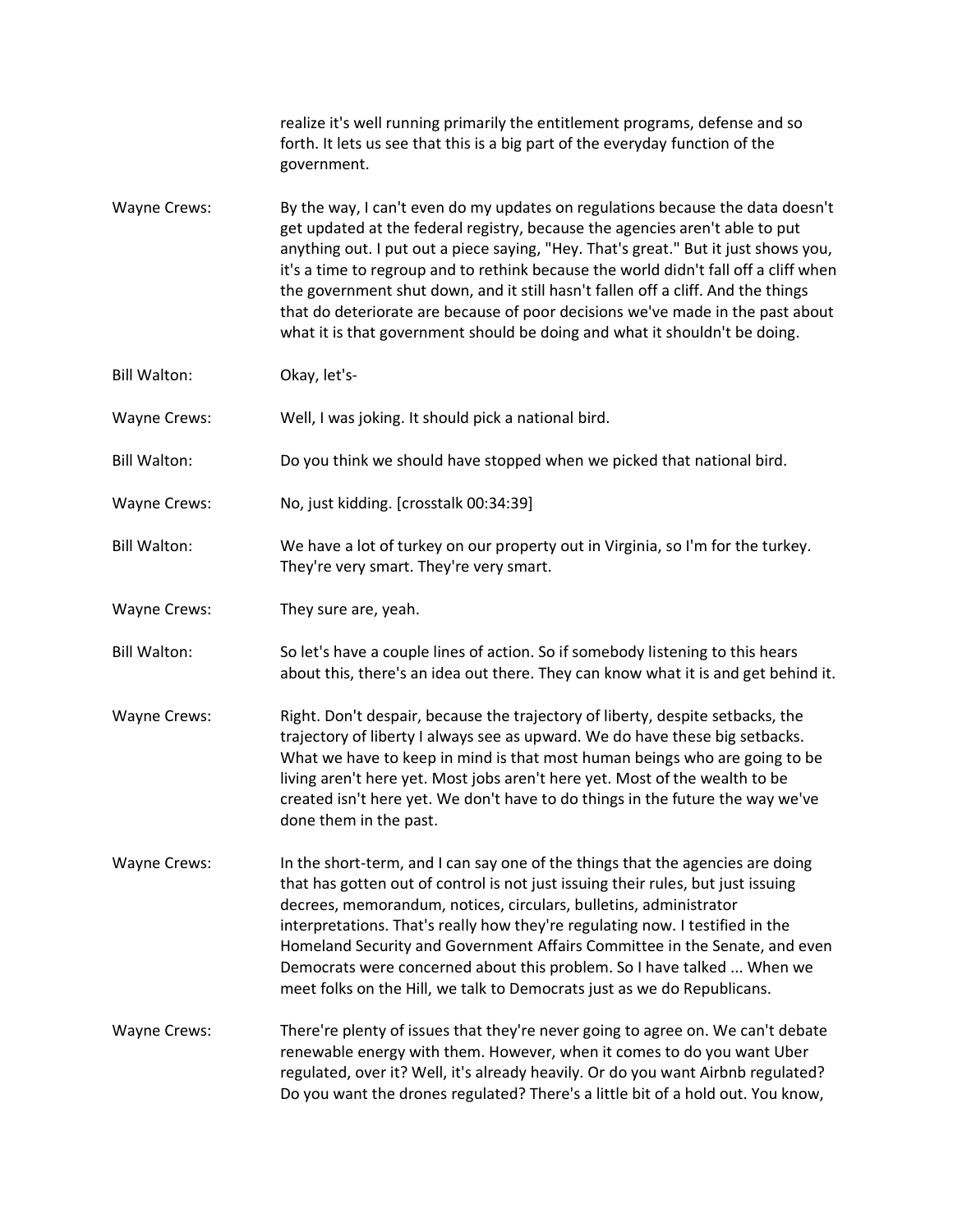realize it's well running primarily the entitlement programs, defense and so forth. It lets us see that this is a big part of the everyday function of the government.

Wayne Crews: By the way, I can't even do my updates on regulations because the data doesn't get updated at the federal registry, because the agencies aren't able to put anything out. I put out a piece saying, "Hey. That's great." But it just shows you, it's a time to regroup and to rethink because the world didn't fall off a cliff when the government shut down, and it still hasn't fallen off a cliff. And the things that do deteriorate are because of poor decisions we've made in the past about what it is that government should be doing and what it shouldn't be doing.

Bill Walton: Okay, let's-

Wayne Crews: Well, I was joking. It should pick a national bird.

Bill Walton: Do you think we should have stopped when we picked that national bird.

Wayne Crews: No, just kidding. [crosstalk 00:34:39]

Bill Walton: We have a lot of turkey on our property out in Virginia, so I'm for the turkey. They're very smart. They're very smart.

Wayne Crews: They sure are, yeah.

Bill Walton: So let's have a couple lines of action. So if somebody listening to this hears about this, there's an idea out there. They can know what it is and get behind it.

Wayne Crews: Right. Don't despair, because the trajectory of liberty, despite setbacks, the trajectory of liberty I always see as upward. We do have these big setbacks. What we have to keep in mind is that most human beings who are going to be living aren't here yet. Most jobs aren't here yet. Most of the wealth to be created isn't here yet. We don't have to do things in the future the way we've done them in the past.

Wayne Crews: In the short-term, and I can say one of the things that the agencies are doing that has gotten out of control is not just issuing their rules, but just issuing decrees, memorandum, notices, circulars, bulletins, administrator interpretations. That's really how they're regulating now. I testified in the Homeland Security and Government Affairs Committee in the Senate, and even Democrats were concerned about this problem. So I have talked ... When we meet folks on the Hill, we talk to Democrats just as we do Republicans.

Wayne Crews: There're plenty of issues that they're never going to agree on. We can't debate renewable energy with them. However, when it comes to do you want Uber regulated, over it? Well, it's already heavily. Or do you want Airbnb regulated? Do you want the drones regulated? There's a little bit of a hold out. You know,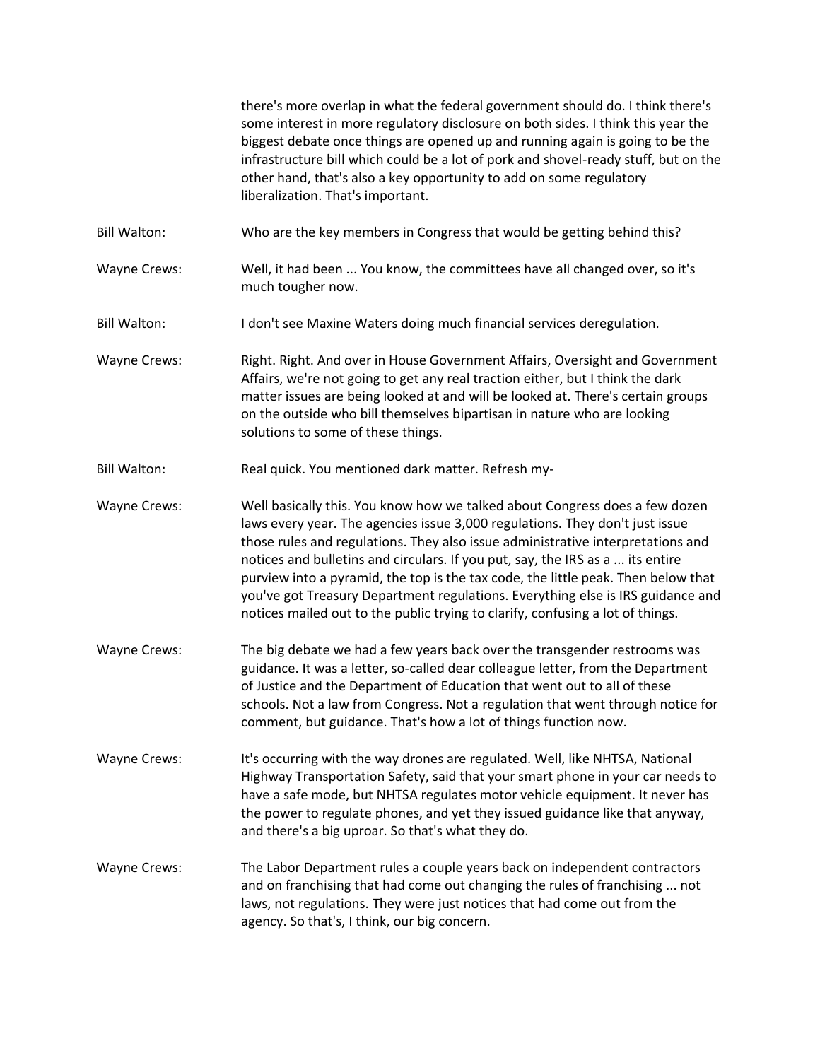there's more overlap in what the federal government should do. I think there's some interest in more regulatory disclosure on both sides. I think this year the biggest debate once things are opened up and running again is going to be the infrastructure bill which could be a lot of pork and shovel-ready stuff, but on the other hand, that's also a key opportunity to add on some regulatory liberalization. That's important.

Bill Walton: Who are the key members in Congress that would be getting behind this?

Wayne Crews: Well, it had been ... You know, the committees have all changed over, so it's much tougher now.

Bill Walton: I don't see Maxine Waters doing much financial services deregulation.

Wayne Crews: Right. Right. And over in House Government Affairs, Oversight and Government Affairs, we're not going to get any real traction either, but I think the dark matter issues are being looked at and will be looked at. There's certain groups on the outside who bill themselves bipartisan in nature who are looking solutions to some of these things.

Bill Walton: Real quick. You mentioned dark matter. Refresh my-

Wayne Crews: Well basically this. You know how we talked about Congress does a few dozen laws every year. The agencies issue 3,000 regulations. They don't just issue those rules and regulations. They also issue administrative interpretations and notices and bulletins and circulars. If you put, say, the IRS as a ... its entire purview into a pyramid, the top is the tax code, the little peak. Then below that you've got Treasury Department regulations. Everything else is IRS guidance and notices mailed out to the public trying to clarify, confusing a lot of things.

Wayne Crews: The big debate we had a few years back over the transgender restrooms was guidance. It was a letter, so-called dear colleague letter, from the Department of Justice and the Department of Education that went out to all of these schools. Not a law from Congress. Not a regulation that went through notice for comment, but guidance. That's how a lot of things function now.

Wayne Crews: It's occurring with the way drones are regulated. Well, like NHTSA, National Highway Transportation Safety, said that your smart phone in your car needs to have a safe mode, but NHTSA regulates motor vehicle equipment. It never has the power to regulate phones, and yet they issued guidance like that anyway, and there's a big uproar. So that's what they do.

Wayne Crews: The Labor Department rules a couple years back on independent contractors and on franchising that had come out changing the rules of franchising ... not laws, not regulations. They were just notices that had come out from the agency. So that's, I think, our big concern.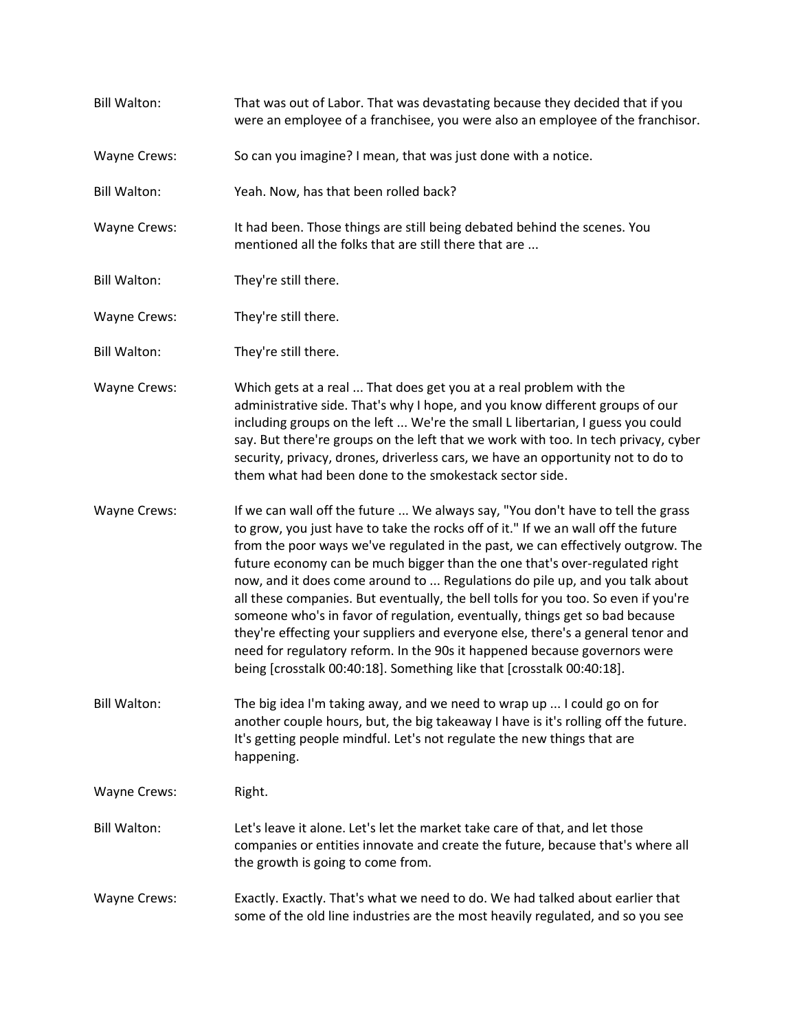Bill Walton: That was out of Labor. That was devastating because they decided that if you were an employee of a franchisee, you were also an employee of the franchisor.

Wayne Crews: So can you imagine? I mean, that was just done with a notice.

Bill Walton: Yeah. Now, has that been rolled back?

Wayne Crews: It had been. Those things are still being debated behind the scenes. You mentioned all the folks that are still there that are ...

Bill Walton: They're still there.

Wayne Crews: They're still there.

Bill Walton: They're still there.

Wayne Crews: Which gets at a real ... That does get you at a real problem with the administrative side. That's why I hope, and you know different groups of our including groups on the left ... We're the small L libertarian, I guess you could say. But there're groups on the left that we work with too. In tech privacy, cyber security, privacy, drones, driverless cars, we have an opportunity not to do to them what had been done to the smokestack sector side.

Wayne Crews: If we can wall off the future ... We always say, "You don't have to tell the grass to grow, you just have to take the rocks off of it." If we an wall off the future from the poor ways we've regulated in the past, we can effectively outgrow. The future economy can be much bigger than the one that's over-regulated right now, and it does come around to ... Regulations do pile up, and you talk about all these companies. But eventually, the bell tolls for you too. So even if you're someone who's in favor of regulation, eventually, things get so bad because they're effecting your suppliers and everyone else, there's a general tenor and need for regulatory reform. In the 90s it happened because governors were being [crosstalk 00:40:18]. Something like that [crosstalk 00:40:18].

Bill Walton: The big idea I'm taking away, and we need to wrap up ... I could go on for another couple hours, but, the big takeaway I have is it's rolling off the future. It's getting people mindful. Let's not regulate the new things that are happening.

Wayne Crews: Right.

Bill Walton: Let's leave it alone. Let's let the market take care of that, and let those companies or entities innovate and create the future, because that's where all the growth is going to come from.

Wayne Crews: Exactly. Exactly. That's what we need to do. We had talked about earlier that some of the old line industries are the most heavily regulated, and so you see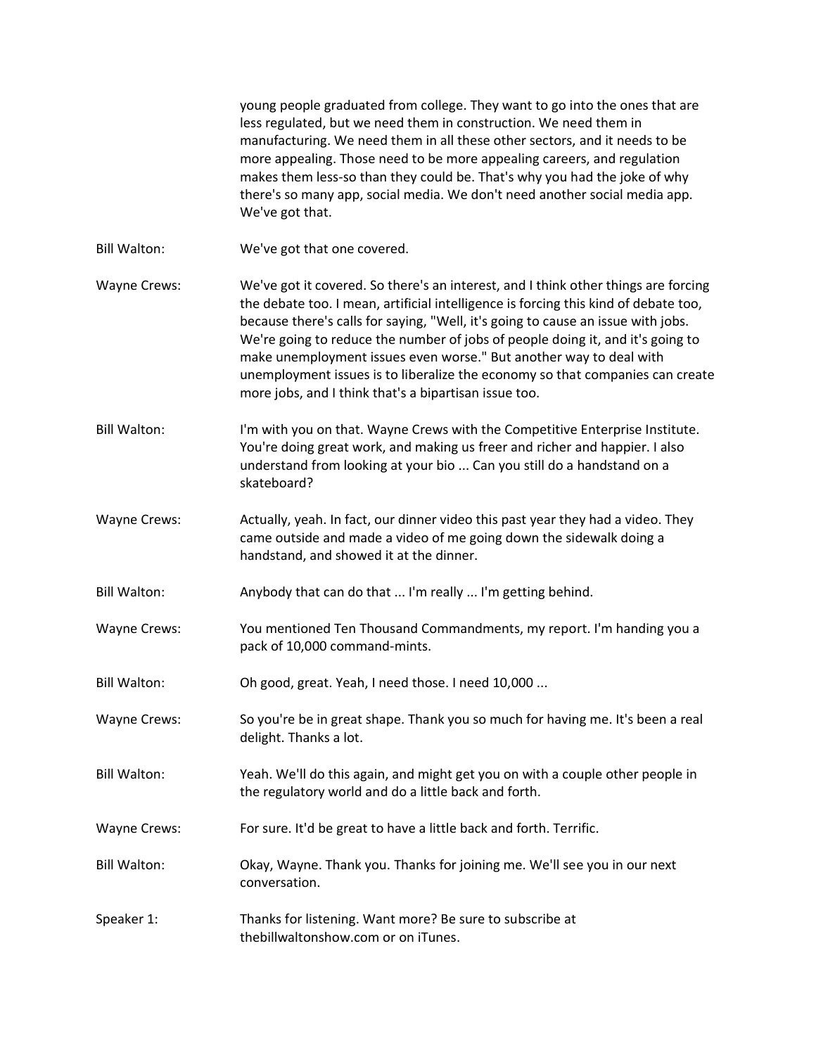young people graduated from college. They want to go into the ones that are less regulated, but we need them in construction. We need them in manufacturing. We need them in all these other sectors, and it needs to be more appealing. Those need to be more appealing careers, and regulation makes them less-so than they could be. That's why you had the joke of why there's so many app, social media. We don't need another social media app. We've got that.

**Bill Walton:** We've got that one covered.

**Wayne Crews:** We've got it covered. So there's an interest, and I think other things are forcing the debate too. I mean, artificial intelligence is forcing this kind of debate too, because there's calls for saying, "Well, it's going to cause an issue with jobs. We're going to reduce the number of jobs of people doing it, and it's going to make unemployment issues even worse." But another way to deal with unemployment issues is to liberalize the economy so that companies can create more jobs, and I think that's a bipartisan issue too.

**Bill Walton:** I'm with you on that. Wayne Crews with the Competitive Enterprise Institute. You're doing great work, and making us freer and richer and happier. I also understand from looking at your bio ... Can you still do a handstand on a skateboard?

**Wayne Crews:** Actually, yeah. In fact, our dinner video this past year they had a video. They came outside and made a video of me going down the sidewalk doing a handstand, and showed it at the dinner.

**Bill Walton:** Anybody that can do that ... I'm really ... I'm getting behind.

**Wayne Crews:** You mentioned Ten Thousand Commandments, my report. I'm handing you a pack of 10,000 command-mints.

**Bill Walton:** Oh good, great. Yeah, I need those. I need 10,000 ...

**Wayne Crews:** So you're be in great shape. Thank you so much for having me. It's been a real delight. Thanks a lot.

**Bill Walton:** Yeah. We'll do this again, and might get you on with a couple other people in the regulatory world and do a little back and forth.

**Wayne Crews:** For sure. It'd be great to have a little back and forth. Terrific.

**Bill Walton:** Okay, Wayne. Thank you. Thanks for joining me. We'll see you in our next conversation.

**Speaker 1:** Thanks for listening. Want more? Be sure to subscribe at thebillwaltonshow.com or on iTunes.